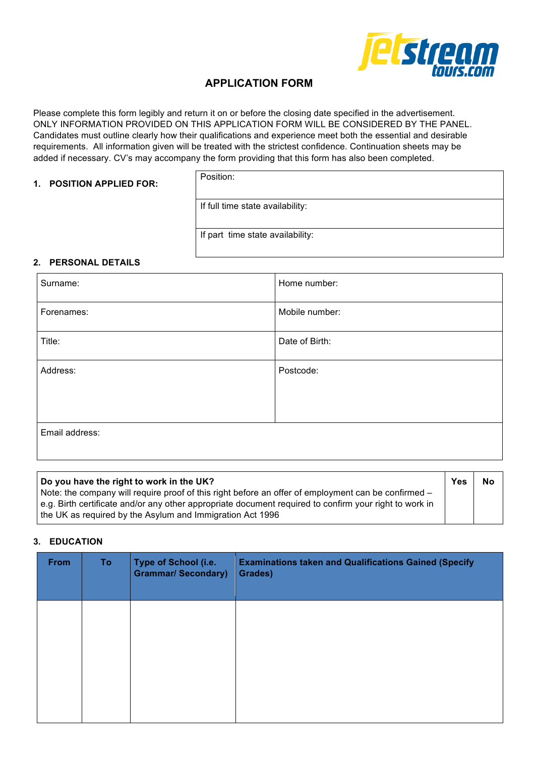# APPLICATION FORM

Please complete this form legibly and return it on or before the closing date specified in the advertisement. ONLY INFORMATION PROVIDED ON THIS APPLICATION FORM WILL BE CONSIDERED BY THE PANEL. Candidates must outline clearly how their qualifications and experience meet both the essential and desirable requirements. All information given will be treated with the strictest confidence. Continuation sheets may be added if necessary. CV's may accompany the form providing that this form has also been completed.

## 1. POSITION APPLIED FOR:

| Position: |
|---|
| If full time state availability: |
| If part time state availability: |

## 2. PERSONAL DETAILS

| Surname: | Home number: |
|---|---|
| Forenames: | Mobile number: |
| Title: | Date of Birth: |
| Address: | Postcode: |
| Email address: | |

| **Do you have the right to work in the UK?** Note: the company will require proof of this right before an offer of employment can be confirmed – e.g. Birth certificate and/or any other appropriate document required to confirm your right to work in the UK as required by the Asylum and Immigration Act 1996 | **Yes** | **No** |
|---|---|---|

## 3. EDUCATION

| From | To | Type of School (i.e. Grammar/ Secondary) | Examinations taken and Qualifications Gained (Specify Grades) |
|---|---|---|---|
| | | | |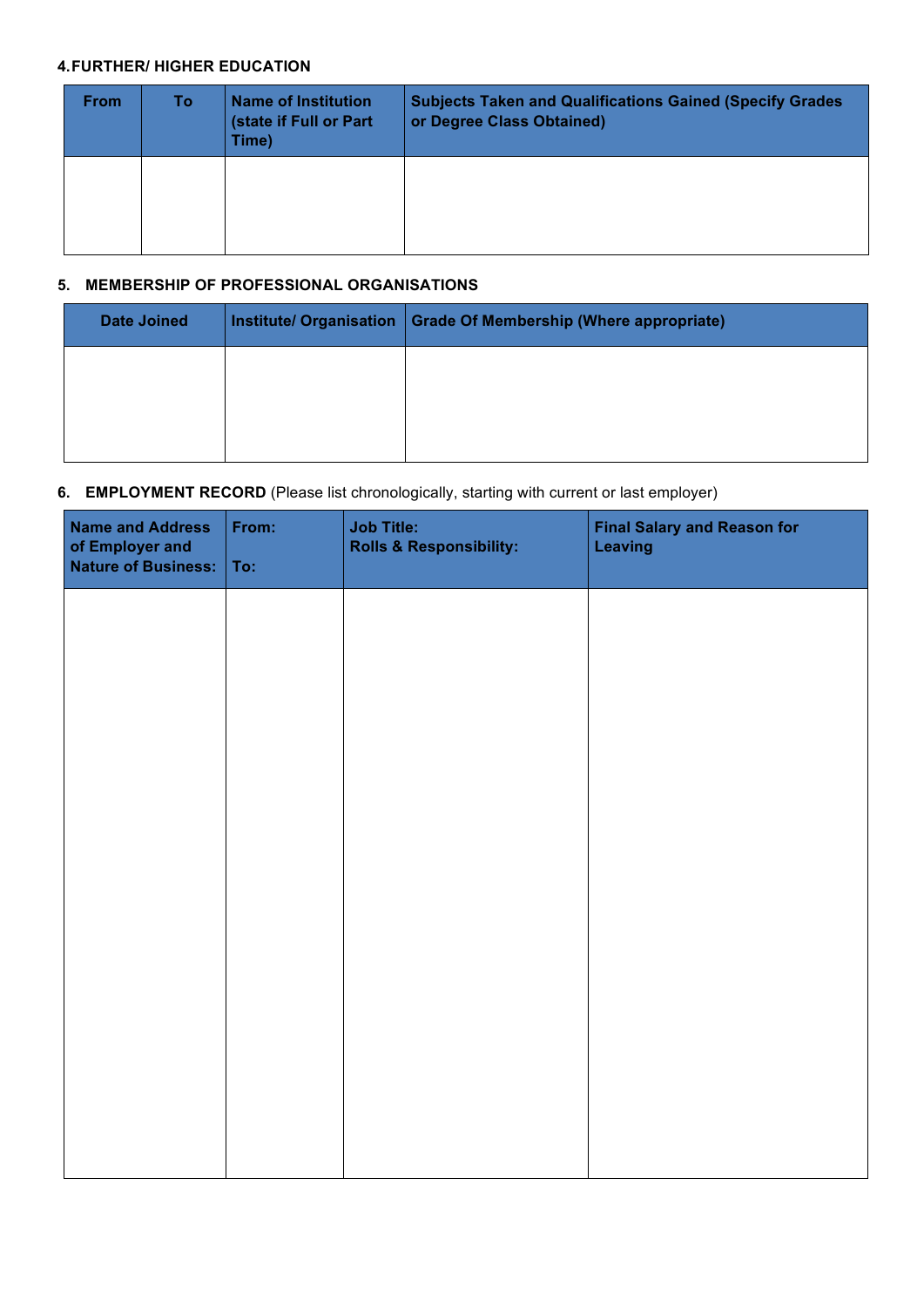#### 4. FURTHER/ HIGHER EDUCATION

| From | To | Name of Institution (state if Full or Part Time) | Subjects Taken and Qualifications Gained (Specify Grades or Degree Class Obtained) |
|---|---|---|---|
| | | | |

#### 5. MEMBERSHIP OF PROFESSIONAL ORGANISATIONS

| Date Joined | Institute/ Organisation | Grade Of Membership (Where appropriate) |
|---|---|---|
| | | |

#### 6. EMPLOYMENT RECORD (Please list chronologically, starting with current or last employer)

| Name and Address of Employer and Nature of Business: | From: To: | Job Title: Rolls & Responsibility: | Final Salary and Reason for Leaving |
|---|---|---|---|
| | | | |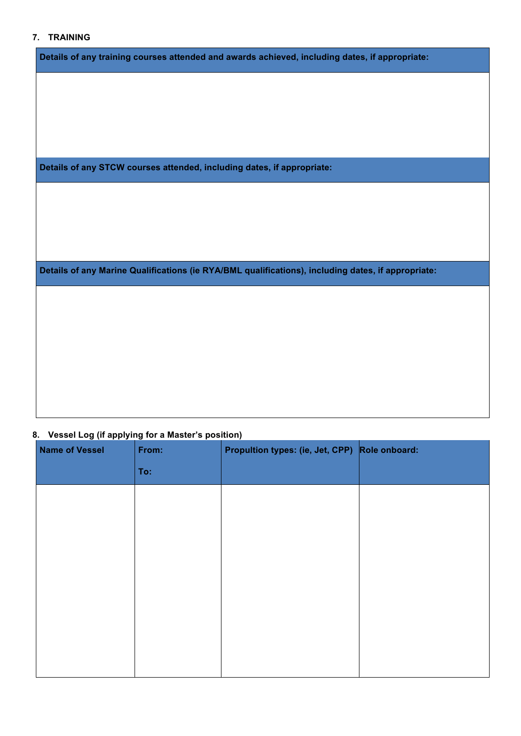## 7. TRAINING

| Details of any training courses attended and awards achieved, including dates, if appropriate: |
| --- |
| |

| Details of any STCW courses attended, including dates, if appropriate: |
| --- |
| |

| Details of any Marine Qualifications (ie RYA/BML qualifications), including dates, if appropriate: |
| --- |
| |

## 8. Vessel Log (if applying for a Master's position)

| Name of Vessel | From: To: | Propultion types: (ie, Jet, CPP) | Role onboard: |
| --- | --- | --- | --- |
| | | | |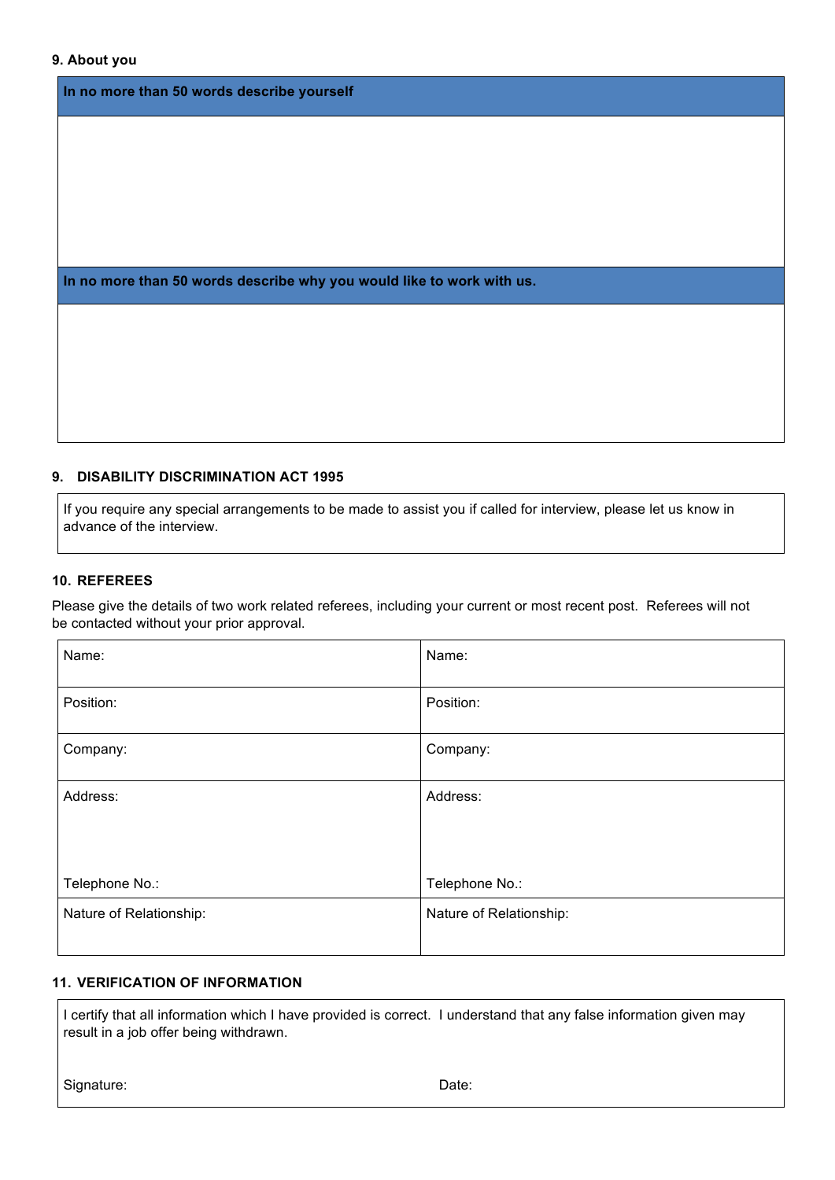**9. About you**

| In no more than 50 words describe yourself |
| --- |
| |
| **In no more than 50 words describe why you would like to work with us.** |
| |

**9. DISABILITY DISCRIMINATION ACT 1995**

If you require any special arrangements to be made to assist you if called for interview, please let us know in advance of the interview.

**10. REFEREES**

Please give the details of two work related referees, including your current or most recent post. Referees will not be contacted without your prior approval.

| Name: | Name: |
| --- | --- |
| Position: | Position: |
| Company: | Company: |
| Address:<br><br>Telephone No.: | Address:<br><br>Telephone No.: |
| Nature of Relationship: | Nature of Relationship: |

**11. VERIFICATION OF INFORMATION**

I certify that all information which I have provided is correct. I understand that any false information given may result in a job offer being withdrawn.

Signature: Date: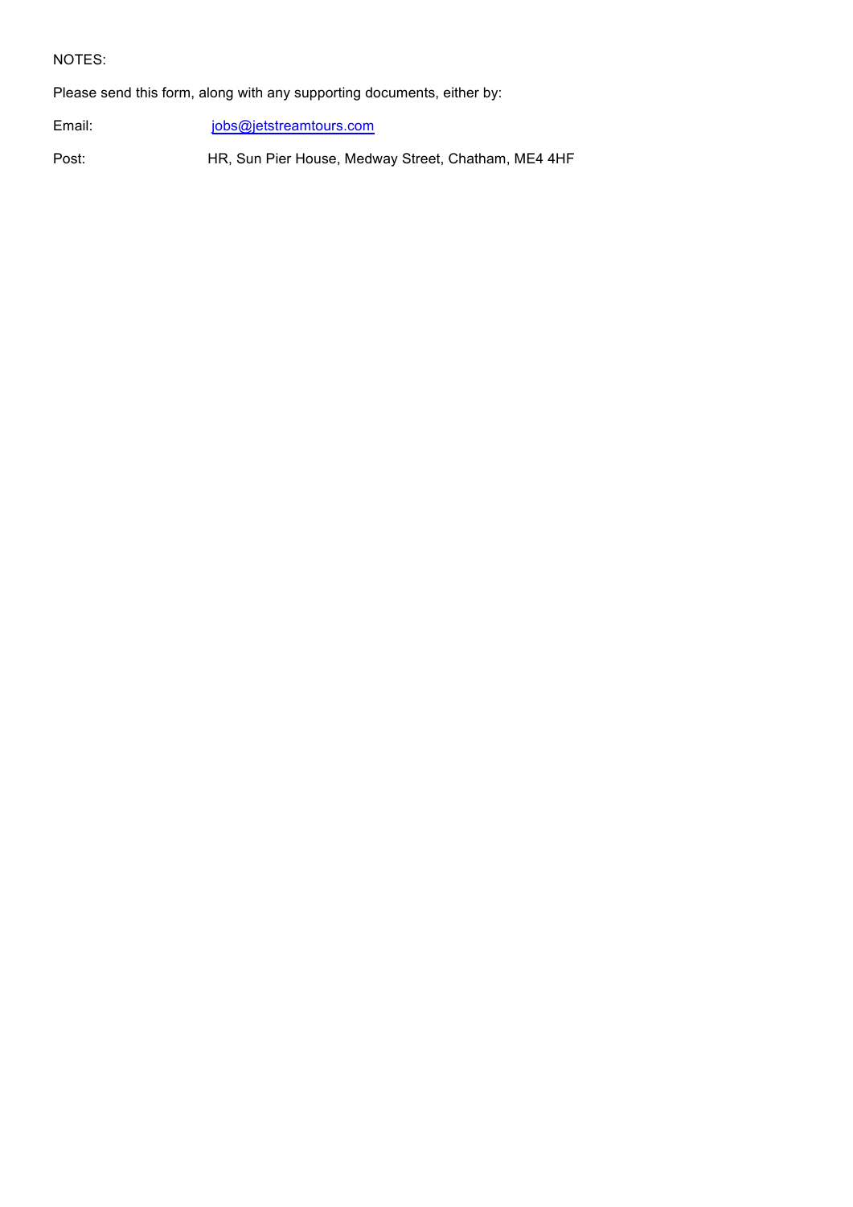NOTES:

Please send this form, along with any supporting documents, either by:

Email: jobs@jetstreamtours.com

Post: HR, Sun Pier House, Medway Street, Chatham, ME4 4HF